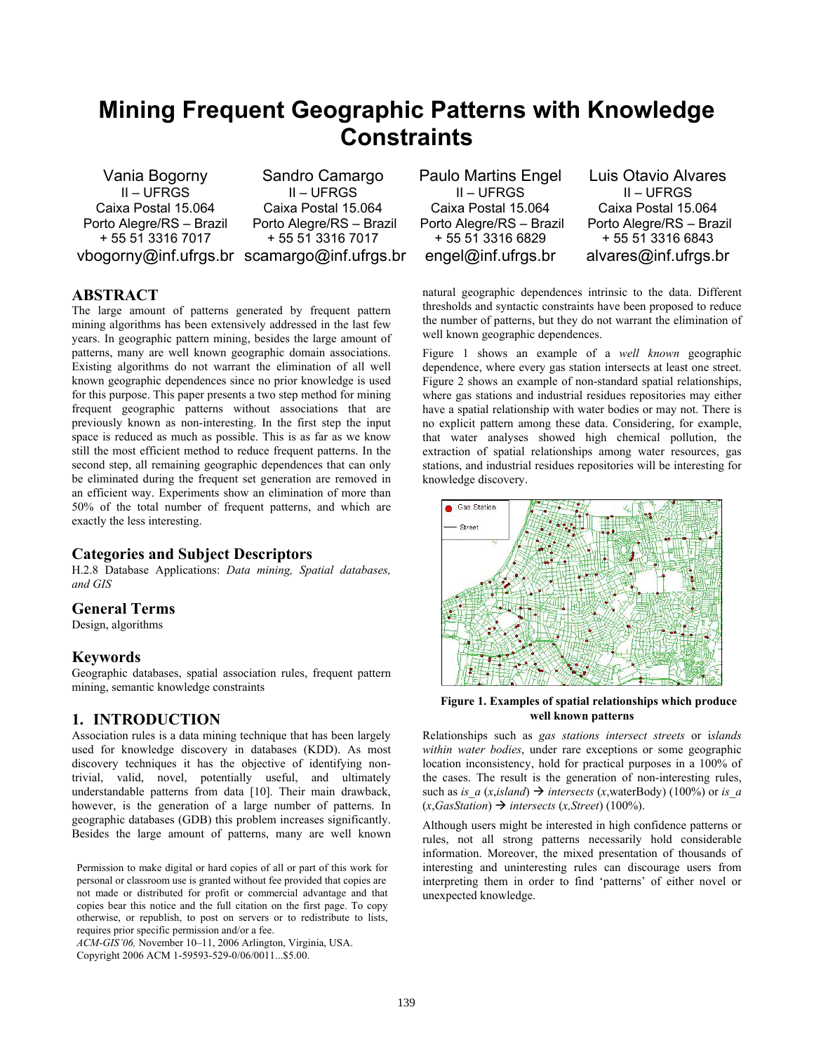# Mining Frequent Geographic Patterns with Knowledge Constraints

Vania Bogorny
II – UFRGS
Caixa Postal 15.064
Porto Alegre/RS – Brazil
+ 55 51 3316 7017
vbogorny@inf.ufrgs.br

Sandro Camargo
II – UFRGS
Caixa Postal 15.064
Porto Alegre/RS – Brazil
+ 55 51 3316 7017
scamargo@inf.ufrgs.br

Paulo Martins Engel
II – UFRGS
Caixa Postal 15.064
Porto Alegre/RS – Brazil
+ 55 51 3316 6829
engel@inf.ufrgs.br

Luis Otavio Alvares
II – UFRGS
Caixa Postal 15.064
Porto Alegre/RS – Brazil
+ 55 51 3316 6843
alvares@inf.ufrgs.br

## ABSTRACT

The large amount of patterns generated by frequent pattern mining algorithms has been extensively addressed in the last few years. In geographic pattern mining, besides the large amount of patterns, many are well known geographic domain associations. Existing algorithms do not warrant the elimination of all well known geographic dependences since no prior knowledge is used for this purpose. This paper presents a two step method for mining frequent geographic patterns without associations that are previously known as non-interesting. In the first step the input space is reduced as much as possible. This is as far as we know still the most efficient method to reduce frequent patterns. In the second step, all remaining geographic dependences that can only be eliminated during the frequent set generation are removed in an efficient way. Experiments show an elimination of more than 50% of the total number of frequent patterns, and which are exactly the less interesting.

### Categories and Subject Descriptors

H.2.8 Database Applications: *Data mining, Spatial databases, and GIS*

### General Terms

Design, algorithms

### Keywords

Geographic databases, spatial association rules, frequent pattern mining, semantic knowledge constraints

## 1. INTRODUCTION

Association rules is a data mining technique that has been largely used for knowledge discovery in databases (KDD). As most discovery techniques it has the objective of identifying non-trivial, valid, novel, potentially useful, and ultimately understandable patterns from data [10]. Their main drawback, however, is the generation of a large number of patterns. In geographic databases (GDB) this problem increases significantly. Besides the large amount of patterns, many are well known natural geographic dependences intrinsic to the data. Different thresholds and syntactic constraints have been proposed to reduce the number of patterns, but they do not warrant the elimination of well known geographic dependences.

Figure 1 shows an example of a *well known* geographic dependence, where every gas station intersects at least one street. Figure 2 shows an example of non-standard spatial relationships, where gas stations and industrial residues repositories may either have a spatial relationship with water bodies or may not. There is no explicit pattern among these data. Considering, for example, that water analyses showed high chemical pollution, the extraction of spatial relationships among water resources, gas stations, and industrial residues repositories will be interesting for knowledge discovery.

**Figure 1. Examples of spatial relationships which produce well known patterns**

Relationships such as *gas stations intersect streets* or i*slands within water bodies*, under rare exceptions or some geographic location inconsistency, hold for practical purposes in a 100% of the cases. The result is the generation of non-interesting rules, such as *is_a* (*x*,*island*) → *intersects* (*x*,waterBody) (100%) or *is_a* (*x*,*GasStation*) → *intersects* (*x,Street*) (100%).

Although users might be interested in high confidence patterns or rules, not all strong patterns necessarily hold considerable information. Moreover, the mixed presentation of thousands of interesting and uninteresting rules can discourage users from interpreting them in order to find 'patterns' of either novel or unexpected knowledge.

Permission to make digital or hard copies of all or part of this work for personal or classroom use is granted without fee provided that copies are not made or distributed for profit or commercial advantage and that copies bear this notice and the full citation on the first page. To copy otherwise, or republish, to post on servers or to redistribute to lists, requires prior specific permission and/or a fee.
*ACM-GIS'06,* November 10–11, 2006 Arlington, Virginia, USA.
Copyright 2006 ACM 1-59593-529-0/06/0011...$5.00.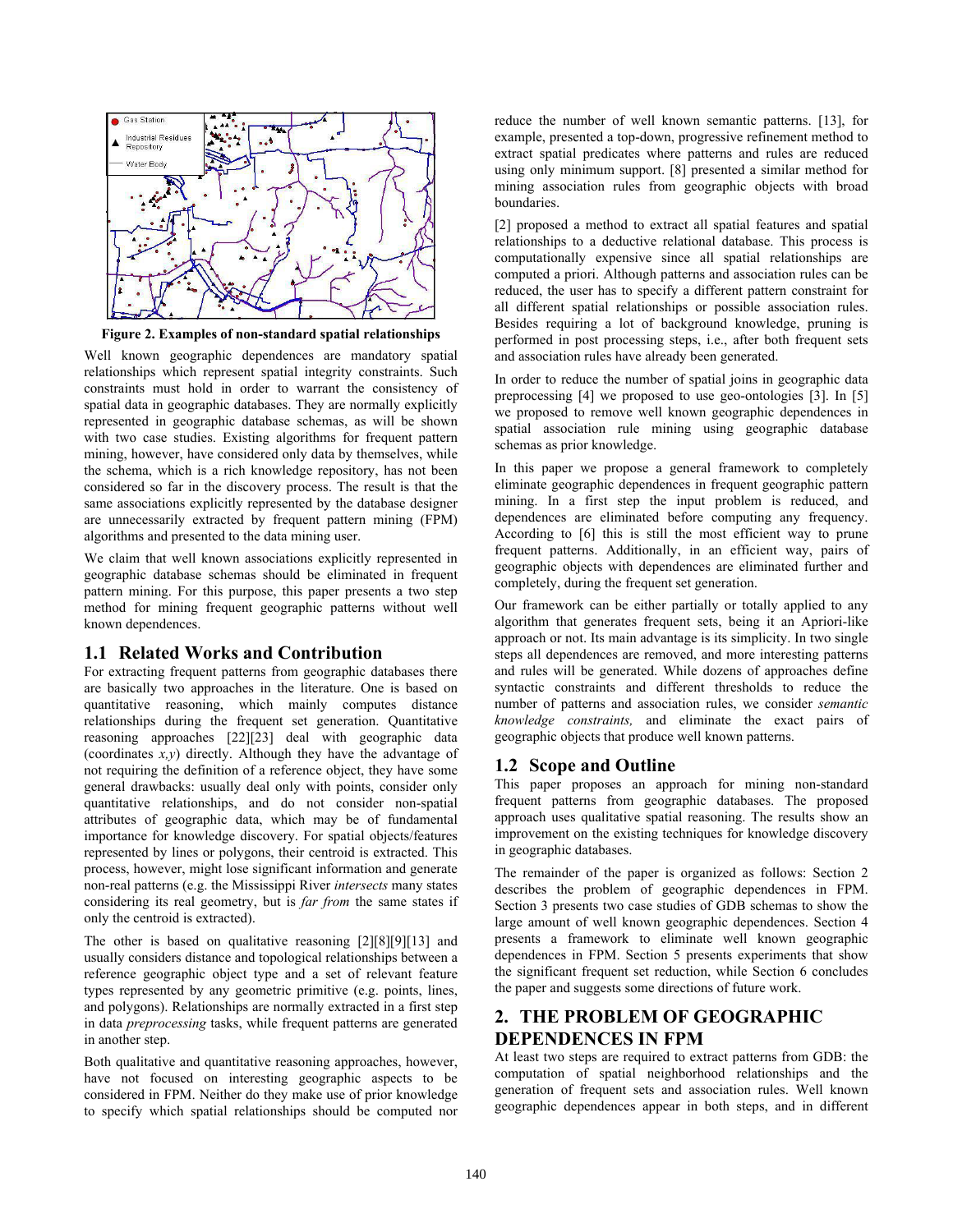Gas Station

Industrial Residues Repository

Water Body

**Figure 2. Examples of non-standard spatial relationships**

Well known geographic dependences are mandatory spatial relationships which represent spatial integrity constraints. Such constraints must hold in order to warrant the consistency of spatial data in geographic databases. They are normally explicitly represented in geographic database schemas, as will be shown with two case studies. Existing algorithms for frequent pattern mining, however, have considered only data by themselves, while the schema, which is a rich knowledge repository, has not been considered so far in the discovery process. The result is that the same associations explicitly represented by the database designer are unnecessarily extracted by frequent pattern mining (FPM) algorithms and presented to the data mining user.

We claim that well known associations explicitly represented in geographic database schemas should be eliminated in frequent pattern mining. For this purpose, this paper presents a two step method for mining frequent geographic patterns without well known dependences.

## 1.1 Related Works and Contribution

For extracting frequent patterns from geographic databases there are basically two approaches in the literature. One is based on quantitative reasoning, which mainly computes distance relationships during the frequent set generation. Quantitative reasoning approaches [22][23] deal with geographic data (coordinates *x,y*) directly. Although they have the advantage of not requiring the definition of a reference object, they have some general drawbacks: usually deal only with points, consider only quantitative relationships, and do not consider non-spatial attributes of geographic data, which may be of fundamental importance for knowledge discovery. For spatial objects/features represented by lines or polygons, their centroid is extracted. This process, however, might lose significant information and generate non-real patterns (e.g. the Mississippi River *intersects* many states considering its real geometry, but is *far from* the same states if only the centroid is extracted).

The other is based on qualitative reasoning [2][8][9][13] and usually considers distance and topological relationships between a reference geographic object type and a set of relevant feature types represented by any geometric primitive (e.g. points, lines, and polygons). Relationships are normally extracted in a first step in data *preprocessing* tasks, while frequent patterns are generated in another step.

Both qualitative and quantitative reasoning approaches, however, have not focused on interesting geographic aspects to be considered in FPM. Neither do they make use of prior knowledge to specify which spatial relationships should be computed nor reduce the number of well known semantic patterns. [13], for example, presented a top-down, progressive refinement method to extract spatial predicates where patterns and rules are reduced using only minimum support. [8] presented a similar method for mining association rules from geographic objects with broad boundaries.

[2] proposed a method to extract all spatial features and spatial relationships to a deductive relational database. This process is computationally expensive since all spatial relationships are computed a priori. Although patterns and association rules can be reduced, the user has to specify a different pattern constraint for all different spatial relationships or possible association rules. Besides requiring a lot of background knowledge, pruning is performed in post processing steps, i.e., after both frequent sets and association rules have already been generated.

In order to reduce the number of spatial joins in geographic data preprocessing [4] we proposed to use geo-ontologies [3]. In [5] we proposed to remove well known geographic dependences in spatial association rule mining using geographic database schemas as prior knowledge.

In this paper we propose a general framework to completely eliminate geographic dependences in frequent geographic pattern mining. In a first step the input problem is reduced, and dependences are eliminated before computing any frequency. According to [6] this is still the most efficient way to prune frequent patterns. Additionally, in an efficient way, pairs of geographic objects with dependences are eliminated further and completely, during the frequent set generation.

Our framework can be either partially or totally applied to any algorithm that generates frequent sets, being it an Apriori-like approach or not. Its main advantage is its simplicity. In two single steps all dependences are removed, and more interesting patterns and rules will be generated. While dozens of approaches define syntactic constraints and different thresholds to reduce the number of patterns and association rules, we consider *semantic knowledge constraints,* and eliminate the exact pairs of geographic objects that produce well known patterns.

## 1.2 Scope and Outline

This paper proposes an approach for mining non-standard frequent patterns from geographic databases. The proposed approach uses qualitative spatial reasoning. The results show an improvement on the existing techniques for knowledge discovery in geographic databases.

The remainder of the paper is organized as follows: Section 2 describes the problem of geographic dependences in FPM. Section 3 presents two case studies of GDB schemas to show the large amount of well known geographic dependences. Section 4 presents a framework to eliminate well known geographic dependences in FPM. Section 5 presents experiments that show the significant frequent set reduction, while Section 6 concludes the paper and suggests some directions of future work.

# 2. THE PROBLEM OF GEOGRAPHIC DEPENDENCES IN FPM

At least two steps are required to extract patterns from GDB: the computation of spatial neighborhood relationships and the generation of frequent sets and association rules. Well known geographic dependences appear in both steps, and in different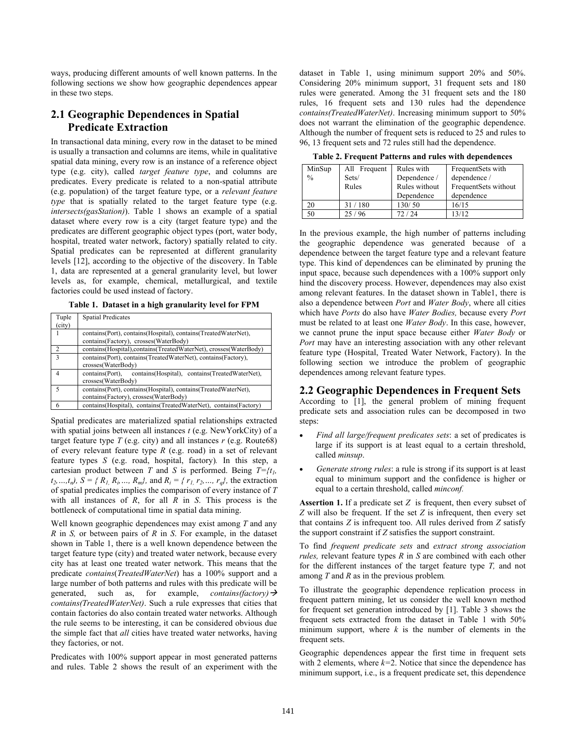ways, producing different amounts of well known patterns. In the following sections we show how geographic dependences appear in these two steps.

## 2.1 Geographic Dependences in Spatial Predicate Extraction

In transactional data mining, every row in the dataset to be mined is usually a transaction and columns are items, while in qualitative spatial data mining, every row is an instance of a reference object type (e.g. city), called *target feature type*, and columns are predicates. Every predicate is related to a non-spatial attribute (e.g. population) of the target feature type, or a *relevant feature type* that is spatially related to the target feature type (e.g. *intersects(gasStation)*). Table 1 shows an example of a spatial dataset where every row is a city (target feature type) and the predicates are different geographic object types (port, water body, hospital, treated water network, factory) spatially related to city. Spatial predicates can be represented at different granularity levels [12], according to the objective of the discovery. In Table 1, data are represented at a general granularity level, but lower levels as, for example, chemical, metallurgical, and textile factories could be used instead of factory.

**Table 1. Dataset in a high granularity level for FPM**

| Tuple (city) | Spatial Predicates |
|---|---|
| 1 | contains(Port), contains(Hospital), contains(TreatedWaterNet), contains(Factory), crosses(WaterBody) |
| 2 | contains(Hospital),contains(TreatedWaterNet), crosses(WaterBody) |
| 3 | contains(Port), contains(TreatedWaterNet), contains(Factory), crosses(WaterBody) |
| 4 | contains(Port), contains(Hospital), contains(TreatedWaterNet), crosses(WaterBody) |
| 5 | contains(Port), contains(Hospital), contains(TreatedWaterNet), contains(Factory), crosses(WaterBody) |
| 6 | contains(Hospital), contains(TreatedWaterNet), contains(Factory) |

Spatial predicates are materialized spatial relationships extracted with spatial joins between all instances *t* (e.g. NewYorkCity) of a target feature type *T* (e.g. city) and all instances *r* (e.g. Route68) of every relevant feature type *R* (e.g. road) in a set of relevant feature types *S* (e.g. road, hospital, factory). In this step, a cartesian product between *T* and *S* is performed. Being $T=\{t_1, t_2,\dots,t_n\}$, $S = \{R_1, R_i,\dots, R_m\}$, and $R_i = \{r_1, r_2,\dots, r_q\}$, the extraction of spatial predicates implies the comparison of every instance of *T* with all instances of *R*, for all *R* in *S*. This process is the bottleneck of computational time in spatial data mining.

Well known geographic dependences may exist among *T* and any *R* in *S*, or between pairs of *R* in *S*. For example, in the dataset shown in Table 1, there is a well known dependence between the target feature type (city) and treated water network, because every city has at least one treated water network. This means that the predicate *contains*(*TreatedWaterNet*) has a 100% support and a large number of both patterns and rules with this predicate will be generated, such as, for example, *contains(factory)*→ *contains(TreatedWaterNet)*. Such a rule expresses that cities that contain factories do also contain treated water networks. Although the rule seems to be interesting, it can be considered obvious due the simple fact that *all* cities have treated water networks, having they factories, or not.

Predicates with 100% support appear in most generated patterns and rules. Table 2 shows the result of an experiment with the dataset in Table 1, using minimum support 20% and 50%. Considering 20% minimum support, 31 frequent sets and 180 rules were generated. Among the 31 frequent sets and the 180 rules, 16 frequent sets and 130 rules had the dependence *contains(TreatedWaterNet)*. Increasing minimum support to 50% does not warrant the elimination of the geographic dependence. Although the number of frequent sets is reduced to 25 and rules to 96, 13 frequent sets and 72 rules still had the dependence.

**Table 2. Frequent Patterns and rules with dependences**

| MinSup % | All Frequent Sets/ Rules | Rules with Dependence / Rules without Dependence | FrequentSets with dependence / FrequentSets without dependence |
|---|---|---|---|
| 20 | 31 / 180 | 130/ 50 | 16/15 |
| 50 | 25 / 96 | 72 / 24 | 13/12 |

In the previous example, the high number of patterns including the geographic dependence was generated because of a dependence between the target feature type and a relevant feature type. This kind of dependences can be eliminated by pruning the input space, because such dependences with a 100% support only hind the discovery process. However, dependences may also exist among relevant features. In the dataset shown in Table1, there is also a dependence between *Port* and *Water Body*, where all cities which have *Ports* do also have *Water Bodies,* because every *Port* must be related to at least one *Water Body*. In this case, however, we cannot prune the input space because either *Water Body* or *Port* may have an interesting association with any other relevant feature type (Hospital, Treated Water Network, Factory). In the following section we introduce the problem of geographic dependences among relevant feature types.

## 2.2 Geographic Dependences in Frequent Sets

According to [1], the general problem of mining frequent predicate sets and association rules can be decomposed in two steps:

- *Find all large/frequent predicates sets*: a set of predicates is large if its support is at least equal to a certain threshold, called *minsup*.
- *Generate strong rules*: a rule is strong if its support is at least equal to minimum support and the confidence is higher or equal to a certain threshold, called *minconf.*

**Assertion 1.** If a predicate set *Z* is frequent, then every subset of *Z* will also be frequent. If the set *Z* is infrequent, then every set that contains *Z* is infrequent too. All rules derived from *Z* satisfy the support constraint if *Z* satisfies the support constraint.

To find *frequent predicate sets* and *extract strong association rules,* relevant feature types *R* in *S* are combined with each other for the different instances of the target feature type *T,* and not among *T* and *R* as in the previous problem*.*

To illustrate the geographic dependence replication process in frequent pattern mining, let us consider the well known method for frequent set generation introduced by [1]. Table 3 shows the frequent sets extracted from the dataset in Table 1 with 50% minimum support, where *k* is the number of elements in the frequent sets.

Geographic dependences appear the first time in frequent sets with 2 elements, where *k*=2. Notice that since the dependence has minimum support, i.e., is a frequent predicate set, this dependence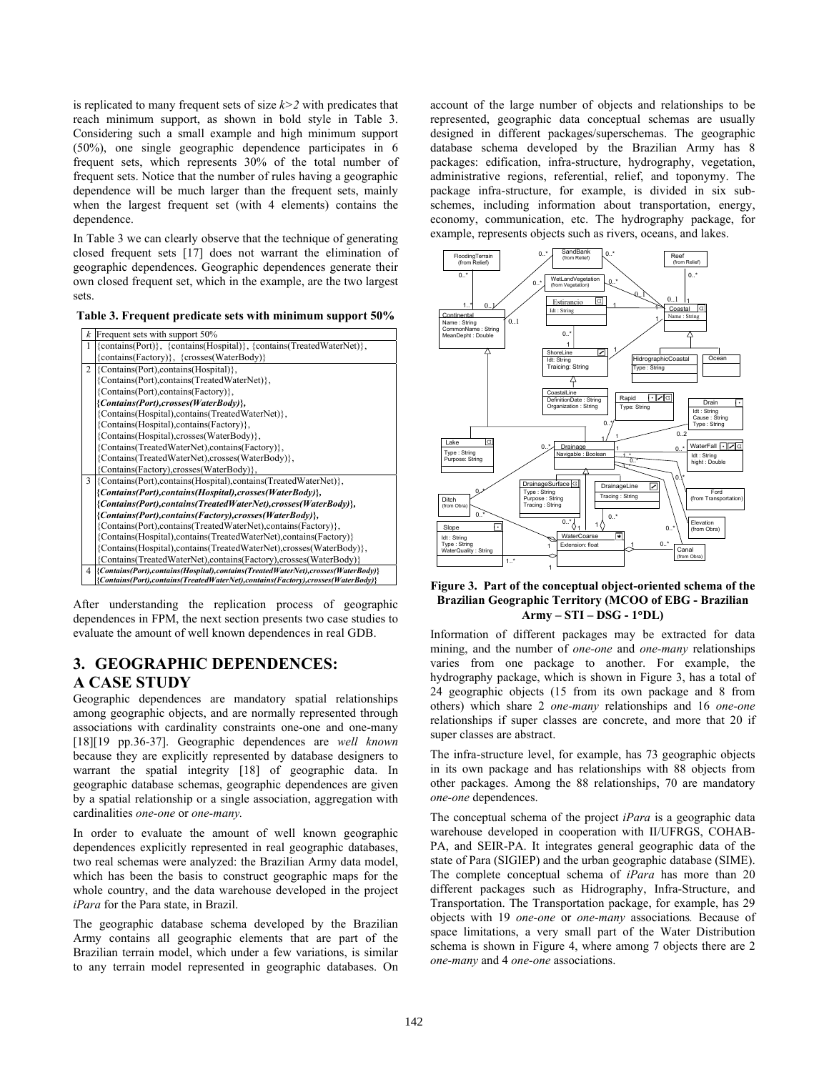is replicated to many frequent sets of size $k>2$ with predicates that reach minimum support, as shown in bold style in Table 3. Considering such a small example and high minimum support (50%), one single geographic dependence participates in 6 frequent sets, which represents 30% of the total number of frequent sets. Notice that the number of rules having a geographic dependence will be much larger than the frequent sets, mainly when the largest frequent set (with 4 elements) contains the dependence.

In Table 3 we can clearly observe that the technique of generating closed frequent sets [17] does not warrant the elimination of geographic dependences. Geographic dependences generate their own closed frequent set, which in the example, are the two largest sets.

**Table 3. Frequent predicate sets with minimum support 50%**

| *k* | Frequent sets with support 50% |
|---|---|
| 1 | {contains(Port)}, {contains(Hospital)}, {contains(TreatedWaterNet)}, {contains(Factory)}, {crosses(WaterBody)} |
| 2 | {Contains(Port),contains(Hospital)}, {Contains(Port),contains(TreatedWaterNet)}, {Contains(Port),contains(Factory)}, ***{Contains(Port),crosses(WaterBody)}***, {Contains(Hospital),contains(TreatedWaterNet)}, {Contains(Hospital),contains(Factory)}, {Contains(Hospital),crosses(WaterBody)}, {Contains(TreatedWaterNet),contains(Factory)}, {Contains(TreatedWaterNet),crosses(WaterBody)}, {Contains(Factory),crosses(WaterBody)}, |
| 3 | {Contains(Port),contains(Hospital),contains(TreatedWaterNet)}, ***{Contains(Port),contains(Hospital),crosses(WaterBody)}***, ***{Contains(Port),contains(TreatedWaterNet),crosses(WaterBody)}***, ***{Contains(Port),contains(Factory),crosses(WaterBody)}***, {Contains(Port),contains(TreatedWaterNet),contains(Factory)}, {Contains(Hospital),contains(TreatedWaterNet),contains(Factory)} {Contains(Hospital),contains(TreatedWaterNet),crosses(WaterBody)}, {Contains(TreatedWaterNet),contains(Factory),crosses(WaterBody)} |
| 4 | ***{Contains(Port),contains(Hospital),contains(TreatedWaterNet),crosses(WaterBody)}*** ***{Contains(Port),contains(TreatedWaterNet),contains(Factory),crosses(WaterBody)}*** |

After understanding the replication process of geographic dependences in FPM, the next section presents two case studies to evaluate the amount of well known dependences in real GDB.

## 3. GEOGRAPHIC DEPENDENCES: A CASE STUDY

Geographic dependences are mandatory spatial relationships among geographic objects, and are normally represented through associations with cardinalities constraints one-one and one-many [18][19 pp.36-37]. Geographic dependences are *well known* because they are explicitly represented by database designers to warrant the spatial integrity [18] of geographic data. In geographic database schemas, geographic dependences are given by a spatial relationship or a single association, aggregation with cardinalities *one-one* or *one-many.*

In order to evaluate the amount of well known geographic dependences explicitly represented in real geographic databases, two real schemas were analyzed: the Brazilian Army data model, which has been the basis to construct geographic maps for the whole country, and the data warehouse developed in the project *iPara* for the Para state, in Brazil.

The geographic database schema developed by the Brazilian Army contains all geographic elements that are part of the Brazilian terrain model, which under a few variations, is similar to any terrain model represented in geographic databases. On account of the large number of objects and relationships to be represented, geographic data conceptual schemas are usually designed in different packages/superschemas. The geographic database schema developed by the Brazilian Army has 8 packages: edification, infra-structure, hydrography, vegetation, administrative regions, referential, relief, and toponymy. The package infra-structure, for example, is divided in six sub-schemes, including information about transportation, energy, economy, communication, etc. The hydrography package, for example, represents objects such as rivers, oceans, and lakes.

**Figure 3. Part of the conceptual object-oriented schema of the Brazilian Geographic Territory (MCOO of EBG - Brazilian Army – STI – DSG - 1°DL)**

Information of different packages may be extracted for data mining, and the number of *one-one* and *one-many* relationships varies from one package to another. For example, the hydrography package, which is shown in Figure 3, has a total of 24 geographic objects (15 from its own package and 8 from others) which share 2 *one-many* relationships and 16 *one-one* relationships if super classes are concrete, and more that 20 if super classes are abstract.

The infra-structure level, for example, has 73 geographic objects in its own package and has relationships with 88 objects from other packages. Among the 88 relationships, 70 are mandatory *one-one* dependences.

The conceptual schema of the project *iPara* is a geographic data warehouse developed in cooperation with II/UFRGS, COHAB-PA, and SEIR-PA. It integrates general geographic data of the state of Para (SIGIEP) and the urban geographic database (SIME). The complete conceptual schema of *iPara* has more than 20 different packages such as Hidrography, Infra-Structure, and Transportation. The Transportation package, for example, has 29 objects with 19 *one-one* or *one-many* associations*.* Because of space limitations, a very small part of the Water Distribution schema is shown in Figure 4, where among 7 objects there are 2 *one-many* and 4 *one-one* associations.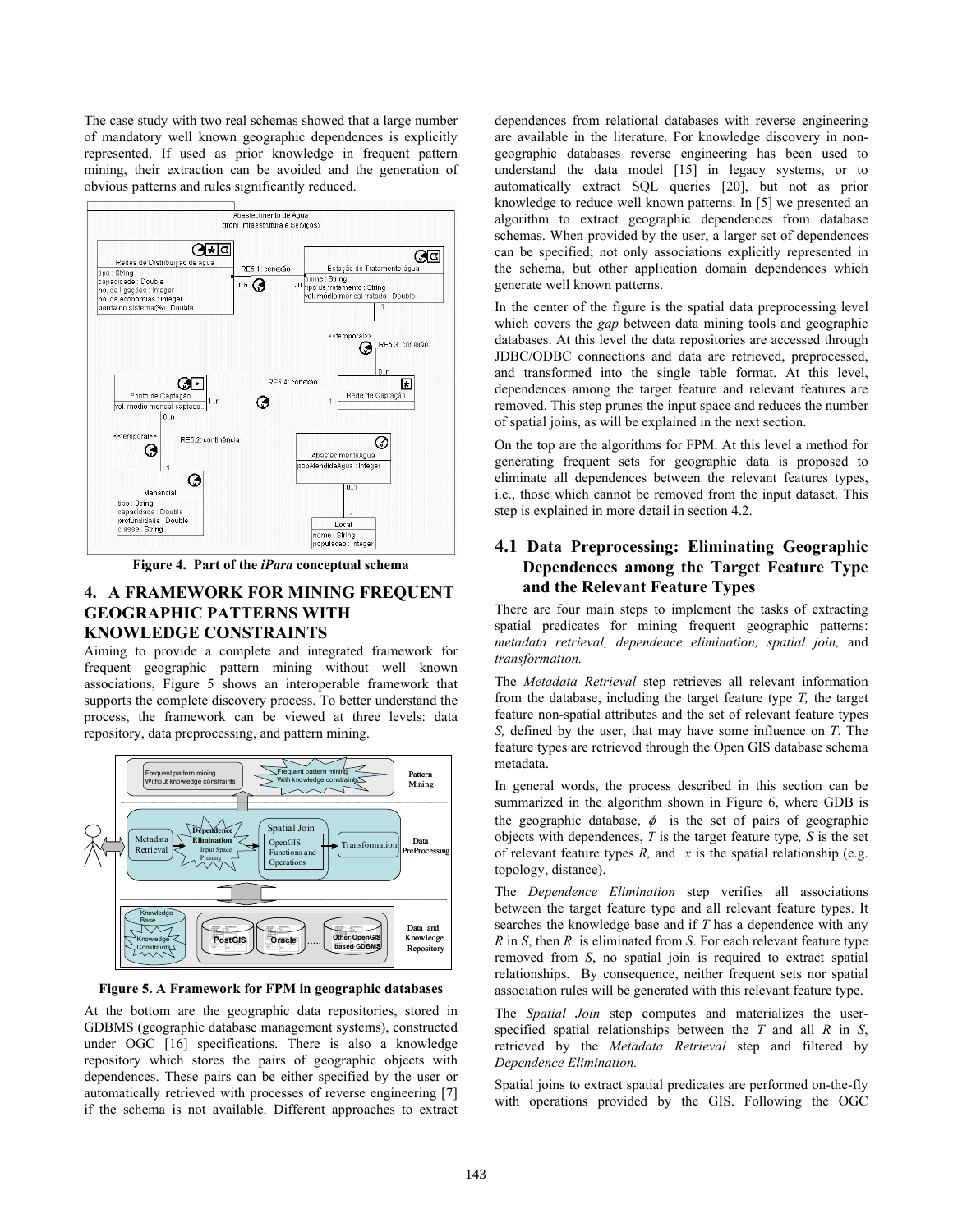The case study with two real schemas showed that a large number of mandatory well known geographic dependences is explicitly represented. If used as prior knowledge in frequent pattern mining, their extraction can be avoided and the generation of obvious patterns and rules significantly reduced.

**Figure 4. Part of the *iPara* conceptual schema**

## 4. A FRAMEWORK FOR MINING FREQUENT GEOGRAPHIC PATTERNS WITH KNOWLEDGE CONSTRAINTS

Aiming to provide a complete and integrated framework for frequent geographic pattern mining without well known associations, Figure 5 shows an interoperable framework that supports the complete discovery process. To better understand the process, the framework can be viewed at three levels: data repository, data preprocessing, and pattern mining.

**Figure 5. A Framework for FPM in geographic databases**

At the bottom are the geographic data repositories, stored in GDBMS (geographic database management systems), constructed under OGC [16] specifications. There is also a knowledge repository which stores the pairs of geographic objects with dependences. These pairs can be either specified by the user or automatically retrieved with processes of reverse engineering [7] if the schema is not available. Different approaches to extract dependences from relational databases with reverse engineering are available in the literature. For knowledge discovery in non-geographic databases reverse engineering has been used to understand the data model [15] in legacy systems, or to automatically extract SQL queries [20], but not as prior knowledge to reduce well known patterns. In [5] we presented an algorithm to extract geographic dependences from database schemas. When provided by the user, a larger set of dependences can be specified; not only associations explicitly represented in the schema, but other application domain dependences which generate well known patterns.

In the center of the figure is the spatial data preprocessing level which covers the *gap* between data mining tools and geographic databases. At this level the data repositories are accessed through JDBC/ODBC connections and data are retrieved, preprocessed, and transformed into the single table format. At this level, dependences among the target feature and relevant features are removed. This step prunes the input space and reduces the number of spatial joins, as will be explained in the next section.

On the top are the algorithms for FPM. At this level a method for generating frequent sets for geographic data is proposed to eliminate all dependences between the relevant features types, i.e., those which cannot be removed from the input dataset. This step is explained in more detail in section 4.2.

### 4.1 Data Preprocessing: Eliminating Geographic Dependences among the Target Feature Type and the Relevant Feature Types

There are four main steps to implement the tasks of extracting spatial predicates for mining frequent geographic patterns: *metadata retrieval, dependence elimination, spatial join,* and *transformation.*

The *Metadata Retrieval* step retrieves all relevant information from the database, including the target feature type *T,* the target feature non-spatial attributes and the set of relevant feature types *S,* defined by the user, that may have some influence on *T*. The feature types are retrieved through the Open GIS database schema metadata.

In general words, the process described in this section can be summarized in the algorithm shown in Figure 6, where GDB is the geographic database, $\phi$ is the set of pairs of geographic objects with dependences, *T* is the target feature type*, S* is the set of relevant feature types *R,* and *x* is the spatial relationship (e.g. topology, distance).

The *Dependence Elimination* step verifies all associations between the target feature type and all relevant feature types. It searches the knowledge base and if *T* has a dependence with any *R* in *S*, then *R* is eliminated from *S*. For each relevant feature type removed from *S*, no spatial join is required to extract spatial relationships. By consequence, neither frequent sets nor spatial association rules will be generated with this relevant feature type.

The *Spatial Join* step computes and materializes the user-specified spatial relationships between the *T* and all *R* in *S*, retrieved by the *Metadata Retrieval* step and filtered by *Dependence Elimination.*

Spatial joins to extract spatial predicates are performed on-the-fly with operations provided by the GIS. Following the OGC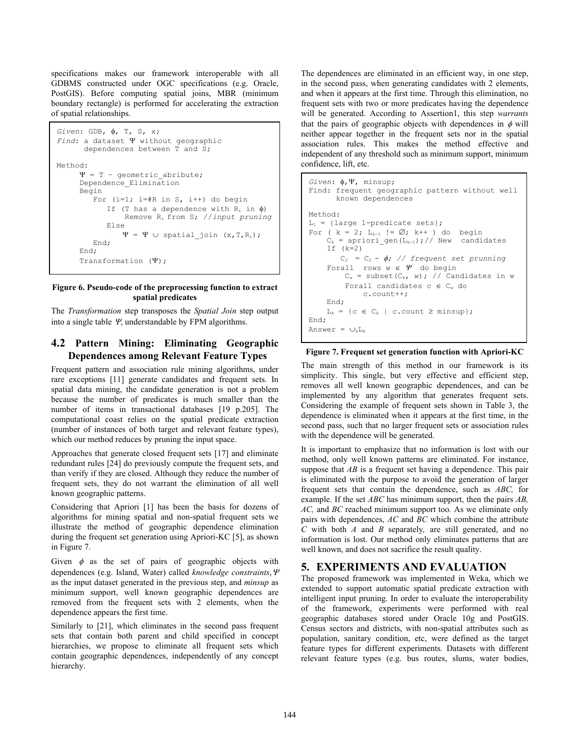specifications makes our framework interoperable with all GDBMS constructed under OGC specifications (e.g. Oracle, PostGIS). Before computing spatial joins, MBR (minimum boundary rectangle) is performed for accelerating the extraction of spatial relationships.

```
Given: GDB, ϕ, T, S, x;
Find: a dataset Ψ without geographic
      dependences between T and S;

Method:
     Ψ = T - geometric_abribute;
     Dependence_Elimination
     Begin
        For (i=1; i=#R in S, i++) do begin
           If (T has a dependence with Ri in ϕ)
                Remove Ri from S; //input pruning
           Else
                Ψ = Ψ ∪ spatial_join (x,T,Ri);
        End;
     End;
     Transformation (Ψ);
```

**Figure 6. Pseudo-code of the preprocessing function to extract spatial predicates**

The *Transformation* step transposes the *Spatial Join* step output into a single table *Ψ*, understandable by FPM algorithms.

## 4.2 Pattern Mining: Eliminating Geographic Dependences among Relevant Feature Types

Frequent pattern and association rule mining algorithms, under rare exceptions [11] generate candidates and frequent sets. In spatial data mining, the candidate generation is not a problem because the number of predicates is much smaller than the number of items in transactional databases [19 p.205]. The computational coast relies on the spatial predicate extraction (number of instances of both target and relevant feature types), which our method reduces by pruning the input space.

Approaches that generate closed frequent sets [17] and eliminate redundant rules [24] do previously compute the frequent sets, and than verify if they are closed. Although they reduce the number of frequent sets, they do not warrant the elimination of all well known geographic patterns.

Considering that Apriori [1] has been the basis for dozens of algorithms for mining spatial and non-spatial frequent sets we illustrate the method of geographic dependence elimination during the frequent set generation using Apriori-KC [5], as shown in Figure 7.

Given $\phi$ as the set of pairs of geographic objects with dependences (e.g. Island, Water) called *knowledge constraints*, *Ψ* as the input dataset generated in the previous step, and *minsup* as minimum support, well known geographic dependences are removed from the frequent sets with 2 elements, when the dependence appears the first time.

Similarly to [21], which eliminates in the second pass frequent sets that contain both parent and child specified in concept hierarchies, we propose to eliminate all frequent sets which contain geographic dependences, independently of any concept hierarchy.

The dependences are eliminated in an efficient way, in one step, in the second pass, when generating candidates with 2 elements, and when it appears at the first time. Through this elimination, no frequent sets with two or more predicates having the dependence will be generated. According to Assertion1, this step *warrants* that the pairs of geographic objects with dependences in $\phi$ will neither appear together in the frequent sets nor in the spatial association rules. This makes the method effective and independent of any threshold such as minimum support, minimum confidence, lift, etc.

```
Given: ϕ,Ψ, minsup;
Find: frequent geographic pattern without well
      known dependences

Method:
L1 = {large 1-predicate sets};
For ( k = 2; Lk-1 != ∅; k++ ) do  begin
    Ck = apriori_gen(Lk-1);// New  candidates
    If (k=2)
       C2  = C2 - ϕ; // frequent set prunning
    Forall  rows w ∈ Ψ  do begin
        Cw = subset(Ck, w); // Candidates in w
        Forall candidates c ∈ Cw do
             c.count++;
    End;
    Lk = {c ∈ Ck | c.count ≥ minsup};
End;
Answer = ∪kLk
```

**Figure 7. Frequent set generation function with Apriori-KC**

The main strength of this method in our framework is its simplicity. This single, but very effective and efficient step, removes all well known geographic dependences, and can be implemented by any algorithm that generates frequent sets. Considering the example of frequent sets shown in Table 3, the dependence is eliminated when it appears at the first time, in the second pass, such that no larger frequent sets or association rules with the dependence will be generated.

It is important to emphasize that no information is lost with our method, only well known patterns are eliminated. For instance, suppose that *AB* is a frequent set having a dependence. This pair is eliminated with the purpose to avoid the generation of larger frequent sets that contain the dependence, such as *ABC,* for example. If the set *ABC* has minimum support, then the pairs *AB, AC,* and *BC* reached minimum support too*.* As we eliminate only pairs with dependences, *AC* and *BC* which combine the attribute *C* with both *A* and *B* separately*,* are still generated, and no information is lost. Our method only eliminates patterns that are well known, and does not sacrifice the result quality.

# 5. EXPERIMENTS AND EVALUATION

The proposed framework was implemented in Weka, which we extended to support automatic spatial predicate extraction with intelligent input pruning. In order to evaluate the interoperability of the framework, experiments were performed with real geographic databases stored under Oracle 10g and PostGIS. Census sectors and districts, with non-spatial attributes such as population, sanitary condition, etc, were defined as the target feature types for different experiments*.* Datasets with different relevant feature types (e.g. bus routes, slums, water bodies,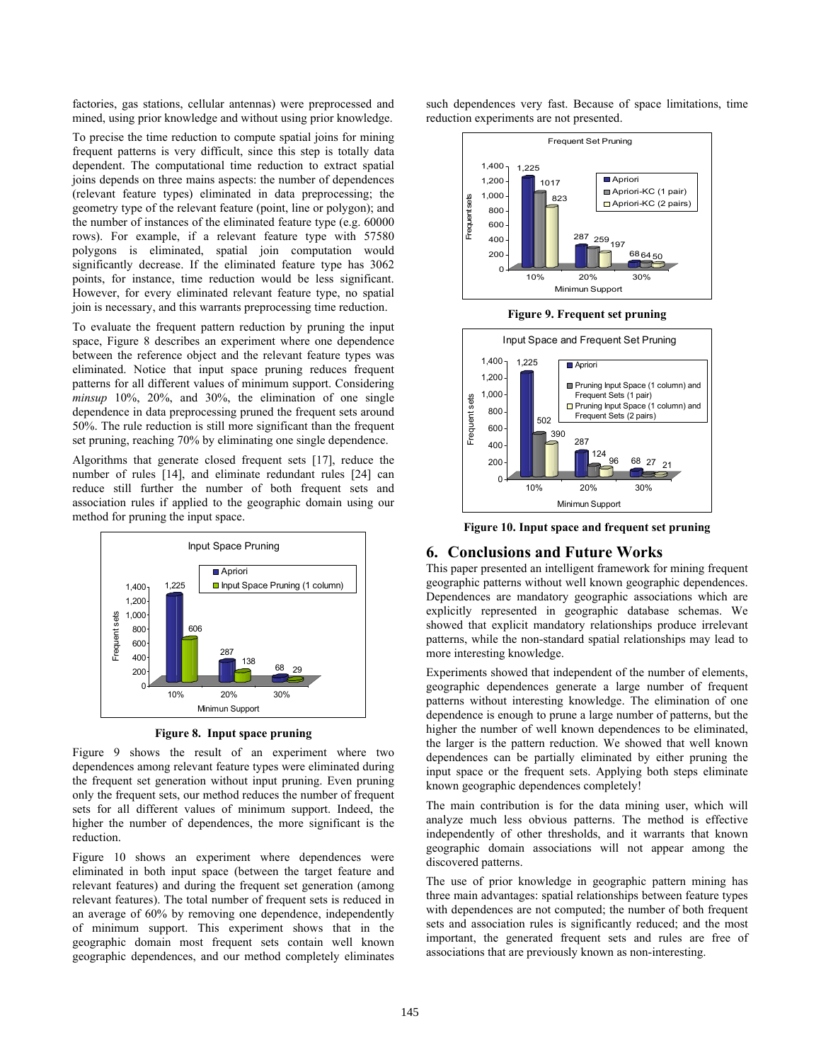factories, gas stations, cellular antennas) were preprocessed and mined, using prior knowledge and without using prior knowledge.

To precise the time reduction to compute spatial joins for mining frequent patterns is very difficult, since this step is totally data dependent. The computational time reduction to extract spatial joins depends on three mains aspects: the number of dependences (relevant feature types) eliminated in data preprocessing; the geometry type of the relevant feature (point, line or polygon); and the number of instances of the eliminated feature type (e.g. 60000 rows). For example, if a relevant feature type with 57580 polygons is eliminated, spatial join computation would significantly decrease. If the eliminated feature type has 3062 points, for instance, time reduction would be less significant. However, for every eliminated relevant feature type, no spatial join is necessary, and this warrants preprocessing time reduction.

To evaluate the frequent pattern reduction by pruning the input space, Figure 8 describes an experiment where one dependence between the reference object and the relevant feature types was eliminated. Notice that input space pruning reduces frequent patterns for all different values of minimum support. Considering *minsup* 10%, 20%, and 30%, the elimination of one single dependence in data preprocessing pruned the frequent sets around 50%. The rule reduction is still more significant than the frequent set pruning, reaching 70% by eliminating one single dependence.

Algorithms that generate closed frequent sets [17], reduce the number of rules [14], and eliminate redundant rules [24] can reduce still further the number of both frequent sets and association rules if applied to the geographic domain using our method for pruning the input space.

**Figure 8. Input space pruning**

Figure 9 shows the result of an experiment where two dependences among relevant feature types were eliminated during the frequent set generation without input pruning. Even pruning only the frequent sets, our method reduces the number of frequent sets for all different values of minimum support. Indeed, the higher the number of dependences, the more significant is the reduction.

Figure 10 shows an experiment where dependences were eliminated in both input space (between the target feature and relevant features) and during the frequent set generation (among relevant features). The total number of frequent sets is reduced in an average of 60% by removing one dependence, independently of minimum support. This experiment shows that in the geographic domain most frequent sets contain well known geographic dependences, and our method completely eliminates such dependences very fast. Because of space limitations, time reduction experiments are not presented.

**Figure 9. Frequent set pruning**

**Figure 10. Input space and frequent set pruning**

## 6. Conclusions and Future Works

This paper presented an intelligent framework for mining frequent geographic patterns without well known geographic dependences. Dependences are mandatory geographic associations which are explicitly represented in geographic database schemas. We showed that explicit mandatory relationships produce irrelevant patterns, while the non-standard spatial relationships may lead to more interesting knowledge.

Experiments showed that independent of the number of elements, geographic dependences generate a large number of frequent patterns without interesting knowledge. The elimination of one dependence is enough to prune a large number of patterns, but the higher the number of well known dependences to be eliminated, the larger is the pattern reduction. We showed that well known dependences can be partially eliminated by either pruning the input space or the frequent sets. Applying both steps eliminate known geographic dependences completely!

The main contribution is for the data mining user, which will analyze much less obvious patterns. The method is effective independently of other thresholds, and it warrants that known geographic domain associations will not appear among the discovered patterns.

The use of prior knowledge in geographic pattern mining has three main advantages: spatial relationships between feature types with dependences are not computed; the number of both frequent sets and association rules is significantly reduced; and the most important, the generated frequent sets and rules are free of associations that are previously known as non-interesting.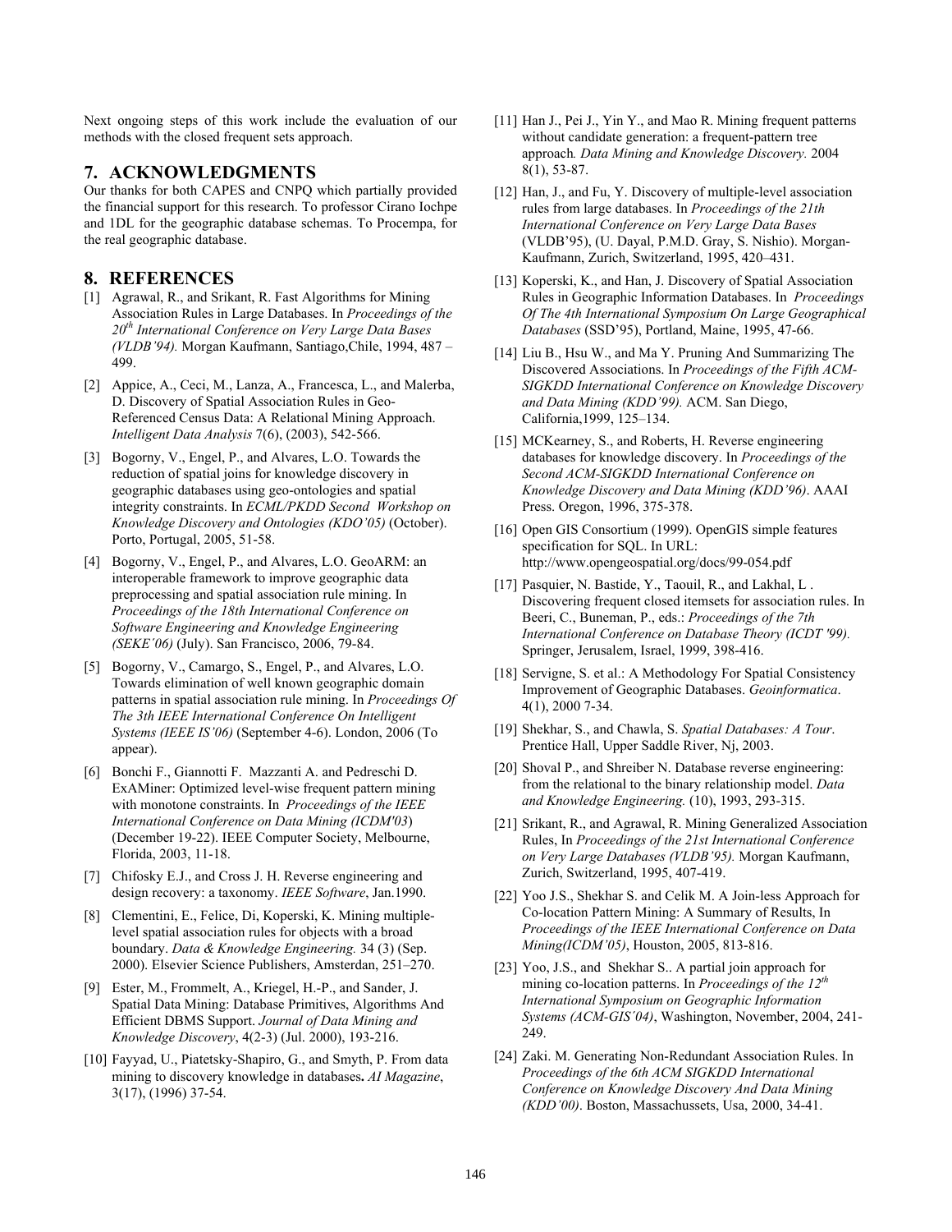Next ongoing steps of this work include the evaluation of our methods with the closed frequent sets approach.

## 7. ACKNOWLEDGMENTS

Our thanks for both CAPES and CNPQ which partially provided the financial support for this research. To professor Cirano Iochpe and 1DL for the geographic database schemas. To Procempa, for the real geographic database.

## 8. REFERENCES

[1] Agrawal, R., and Srikant, R. Fast Algorithms for Mining Association Rules in Large Databases. In *Proceedings of the 20th International Conference on Very Large Data Bases (VLDB'94).* Morgan Kaufmann, Santiago,Chile, 1994, 487 – 499.

[2] Appice, A., Ceci, M., Lanza, A., Francesca, L., and Malerba, D. Discovery of Spatial Association Rules in Geo-Referenced Census Data: A Relational Mining Approach. *Intelligent Data Analysis* 7(6), (2003), 542-566.

[3] Bogorny, V., Engel, P., and Alvares, L.O. Towards the reduction of spatial joins for knowledge discovery in geographic databases using geo-ontologies and spatial integrity constraints. In *ECML/PKDD Second Workshop on Knowledge Discovery and Ontologies (KDO'05)* (October). Porto, Portugal, 2005, 51-58.

[4] Bogorny, V., Engel, P., and Alvares, L.O. GeoARM: an interoperable framework to improve geographic data preprocessing and spatial association rule mining. In *Proceedings of the 18th International Conference on Software Engineering and Knowledge Engineering (SEKE´06)* (July). San Francisco, 2006, 79-84.

[5] Bogorny, V., Camargo, S., Engel, P., and Alvares, L.O. Towards elimination of well known geographic domain patterns in spatial association rule mining. In *Proceedings Of The 3th IEEE International Conference On Intelligent Systems (IEEE IS'06)* (September 4-6). London, 2006 (To appear).

[6] Bonchi F., Giannotti F. Mazzanti A. and Pedreschi D. ExAMiner: Optimized level-wise frequent pattern mining with monotone constraints. In *Proceedings of the IEEE International Conference on Data Mining (ICDM'03)* (December 19-22). IEEE Computer Society, Melbourne, Florida, 2003, 11-18.

[7] Chifosky E.J., and Cross J. H. Reverse engineering and design recovery: a taxonomy. *IEEE Software*, Jan.1990.

[8] Clementini, E., Felice, Di, Koperski, K. Mining multiple-level spatial association rules for objects with a broad boundary. *Data & Knowledge Engineering.* 34 (3) (Sep. 2000). Elsevier Science Publishers, Amsterdan, 251–270.

[9] Ester, M., Frommelt, A., Kriegel, H.-P., and Sander, J. Spatial Data Mining: Database Primitives, Algorithms And Efficient DBMS Support. *Journal of Data Mining and Knowledge Discovery*, 4(2-3) (Jul. 2000), 193-216.

[10] Fayyad, U., Piatetsky-Shapiro, G., and Smyth, P. From data mining to discovery knowledge in databases**.** *AI Magazine*, 3(17), (1996) 37-54.

[11] Han J., Pei J., Yin Y., and Mao R. Mining frequent patterns without candidate generation: a frequent-pattern tree approach*. Data Mining and Knowledge Discovery.* 2004 8(1), 53-87.

[12] Han, J., and Fu, Y. Discovery of multiple-level association rules from large databases. In *Proceedings of the 21th International Conference on Very Large Data Bases* (VLDB'95), (U. Dayal, P.M.D. Gray, S. Nishio). Morgan-Kaufmann, Zurich, Switzerland, 1995, 420–431.

[13] Koperski, K., and Han, J. Discovery of Spatial Association Rules in Geographic Information Databases. In *Proceedings Of The 4th International Symposium On Large Geographical Databases* (SSD'95), Portland, Maine, 1995, 47-66.

[14] Liu B., Hsu W., and Ma Y. Pruning And Summarizing The Discovered Associations. In *Proceedings of the Fifth ACM-SIGKDD International Conference on Knowledge Discovery and Data Mining (KDD'99).* ACM. San Diego, California,1999, 125–134.

[15] MCKearney, S., and Roberts, H. Reverse engineering databases for knowledge discovery. In *Proceedings of the Second ACM-SIGKDD International Conference on Knowledge Discovery and Data Mining (KDD'96)*. AAAI Press. Oregon, 1996, 375-378.

[16] Open GIS Consortium (1999). OpenGIS simple features specification for SQL. In URL: http://www.opengeospatial.org/docs/99-054.pdf

[17] Pasquier, N. Bastide, Y., Taouil, R., and Lakhal, L . Discovering frequent closed itemsets for association rules. In Beeri, C., Buneman, P., eds.: *Proceedings of the 7th International Conference on Database Theory (ICDT '99).* Springer, Jerusalem, Israel, 1999, 398-416.

[18] Servigne, S. et al.: A Methodology For Spatial Consistency Improvement of Geographic Databases. *Geoinformatica*. 4(1), 2000 7-34.

[19] Shekhar, S., and Chawla, S. *Spatial Databases: A Tour*. Prentice Hall, Upper Saddle River, Nj, 2003.

[20] Shoval P., and Shreiber N. Database reverse engineering: from the relational to the binary relationship model. *Data and Knowledge Engineering.* (10), 1993, 293-315.

[21] Srikant, R., and Agrawal, R. Mining Generalized Association Rules, In *Proceedings of the 21st International Conference on Very Large Databases (VLDB'95).* Morgan Kaufmann, Zurich, Switzerland, 1995, 407-419.

[22] Yoo J.S., Shekhar S. and Celik M. A Join-less Approach for Co-location Pattern Mining: A Summary of Results, In *Proceedings of the IEEE International Conference on Data Mining(ICDM'05)*, Houston, 2005, 813-816.

[23] Yoo, J.S., and Shekhar S.. A partial join approach for mining co-location patterns. In *Proceedings of the 12th International Symposium on Geographic Information Systems (ACM-GIS´04)*, Washington, November, 2004, 241-249.

[24] Zaki. M. Generating Non-Redundant Association Rules. In *Proceedings of the 6th ACM SIGKDD International Conference on Knowledge Discovery And Data Mining (KDD'00)*. Boston, Massachussets, Usa, 2000, 34-41.